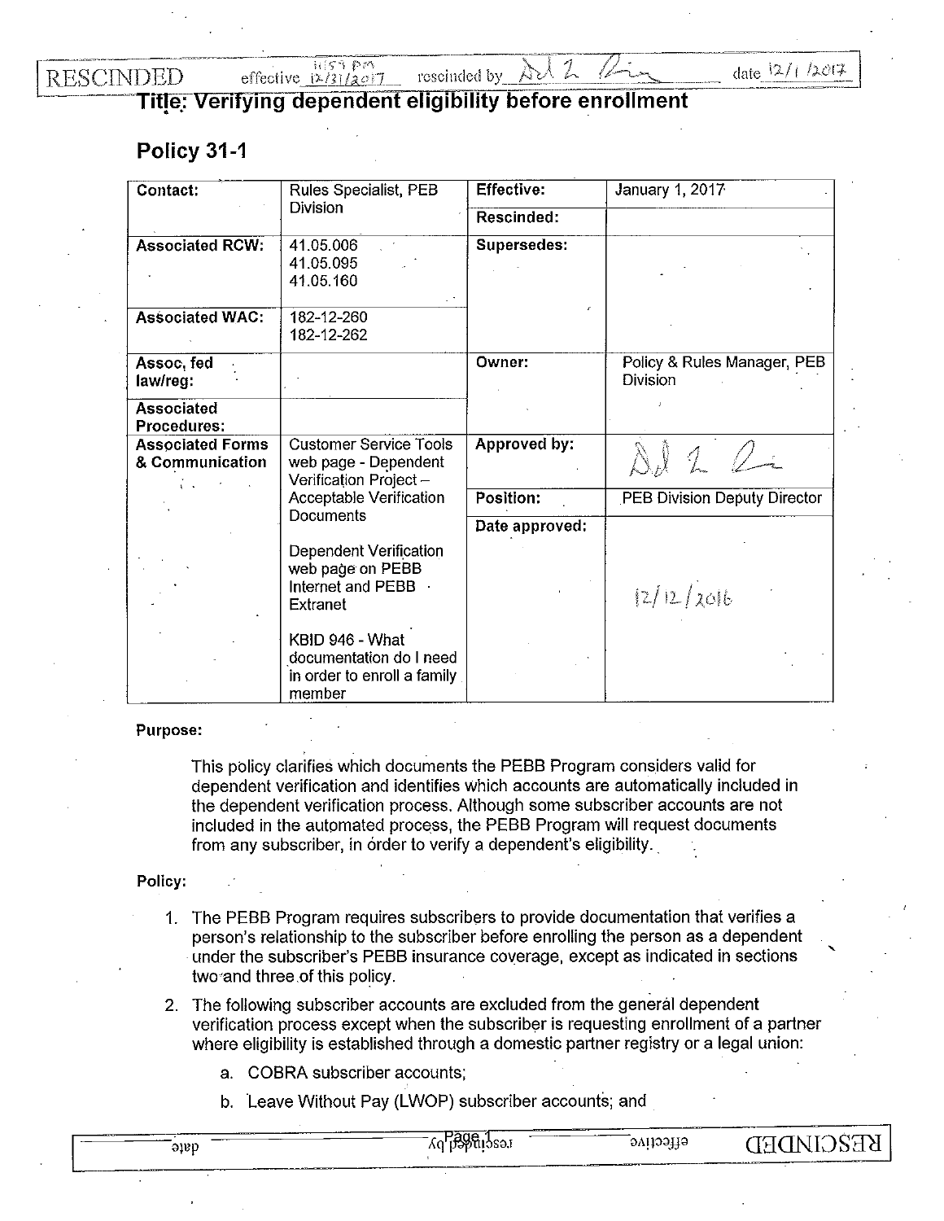RESCINDED effective 12/31/2017 11:59 pm rescinded by [signature] date 12/1/2017

# Title: Verifying dependent eligibility before enrollment

## Policy 31-1

| Contact: | Rules Specialist, PEB Division | Effective: | January 1, 2017 |
|---|---|---|---|
| | | Rescinded: | |
| Associated RCW: | 41.05.006<br>41.05.095<br>41.05.160 | Supersedes: | |
| Associated WAC: | 182-12-260<br>182-12-262 | | |
| Assoc. fed law/reg: | | Owner: | Policy & Rules Manager, PEB Division |
| Associated Procedures: | | | |
| Associated Forms & Communication | Customer Service Tools web page - Dependent Verification Project – Acceptable Verification Documents<br><br>Dependent Verification web page on PEBB Internet and PEBB Extranet<br><br>KBID 946 - What documentation do I need in order to enroll a family member | Approved by: | [signature] |
| | | Position: | PEB Division Deputy Director |
| | | Date approved: | 12/12/2016 |

**Purpose:**

This policy clarifies which documents the PEBB Program considers valid for dependent verification and identifies which accounts are automatically included in the dependent verification process. Although some subscriber accounts are not included in the automated process, the PEBB Program will request documents from any subscriber, in order to verify a dependent's eligibility.

**Policy:**

1. The PEBB Program requires subscribers to provide documentation that verifies a person's relationship to the subscriber before enrolling the person as a dependent under the subscriber's PEBB insurance coverage, except as indicated in sections two and three of this policy.
2. The following subscriber accounts are excluded from the general dependent verification process except when the subscriber is requesting enrollment of a partner where eligibility is established through a domestic partner registry or a legal union:
   a. COBRA subscriber accounts;
   b. Leave Without Pay (LWOP) subscriber accounts; and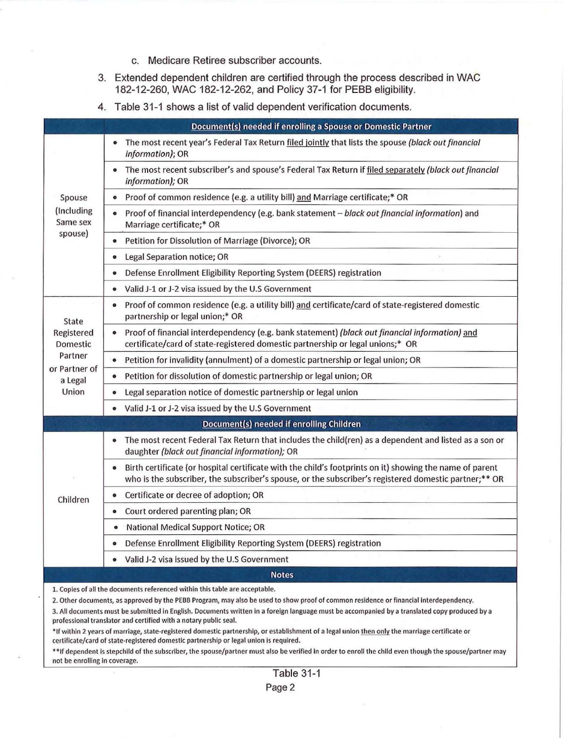c. Medicare Retiree subscriber accounts.

3. Extended dependent children are certified through the process described in WAC 182-12-260, WAC 182-12-262, and Policy 37-1 for PEBB eligibility.

4. Table 31-1 shows a list of valid dependent verification documents.

| | |
|---|---|
| | **Document(s) needed if enrolling a Spouse or Domestic Partner** |
| Spouse (Including Same sex spouse) | • The most recent year's Federal Tax Return filed jointly that lists the spouse *(black out financial information)*; OR |
| | • The most recent subscriber's and spouse's Federal Tax Return if filed separately *(black out financial information)*; OR |
| | • Proof of common residence (e.g. a utility bill) and Marriage certificate;* OR |
| | • Proof of financial interdependency (e.g. bank statement – *black out financial information*) and Marriage certificate;* OR |
| | • Petition for Dissolution of Marriage (Divorce); OR |
| | • Legal Separation notice; OR |
| | • Defense Enrollment Eligibility Reporting System (DEERS) registration |
| | • Valid J-1 or J-2 visa issued by the U.S Government |
| State Registered Domestic Partner or Partner of a Legal Union | • Proof of common residence (e.g. a utility bill) and certificate/card of state-registered domestic partnership or legal union;* OR |
| | • Proof of financial interdependency (e.g. bank statement) *(black out financial information)* and certificate/card of state-registered domestic partnership or legal unions;* OR |
| | • Petition for invalidity (annulment) of a domestic partnership or legal union; OR |
| | • Petition for dissolution of domestic partnership or legal union; OR |
| | • Legal separation notice of domestic partnership or legal union |
| | • Valid J-1 or J-2 visa issued by the U.S Government |
| | **Document(s) needed if enrolling Children** |
| Children | • The most recent Federal Tax Return that includes the child(ren) as a dependent and listed as a son or daughter *(black out financial information)*; OR |
| | • Birth certificate (or hospital certificate with the child's footprints on it) showing the name of parent who is the subscriber, the subscriber's spouse, or the subscriber's registered domestic partner;** OR |
| | • Certificate or decree of adoption; OR |
| | • Court ordered parenting plan; OR |
| | • National Medical Support Notice; OR |
| | • Defense Enrollment Eligibility Reporting System (DEERS) registration |
| | • Valid J-2 visa issued by the U.S Government |
| | **Notes** |

1. Copies of all the documents referenced within this table are acceptable.
2. Other documents, as approved by the PEBB Program, may also be used to show proof of common residence or financial interdependency.
3. All documents must be submitted in English. Documents written in a foreign language must be accompanied by a translated copy produced by a professional translator and certified with a notary public seal.

*If within 2 years of marriage, state-registered domestic partnership, or establishment of a legal union then only the marriage certificate or certificate/card of state-registered domestic partnership or legal union is required.

**If dependent is stepchild of the subscriber, the spouse/partner must also be verified in order to enroll the child even though the spouse/partner may not be enrolling in coverage.

Table 31-1